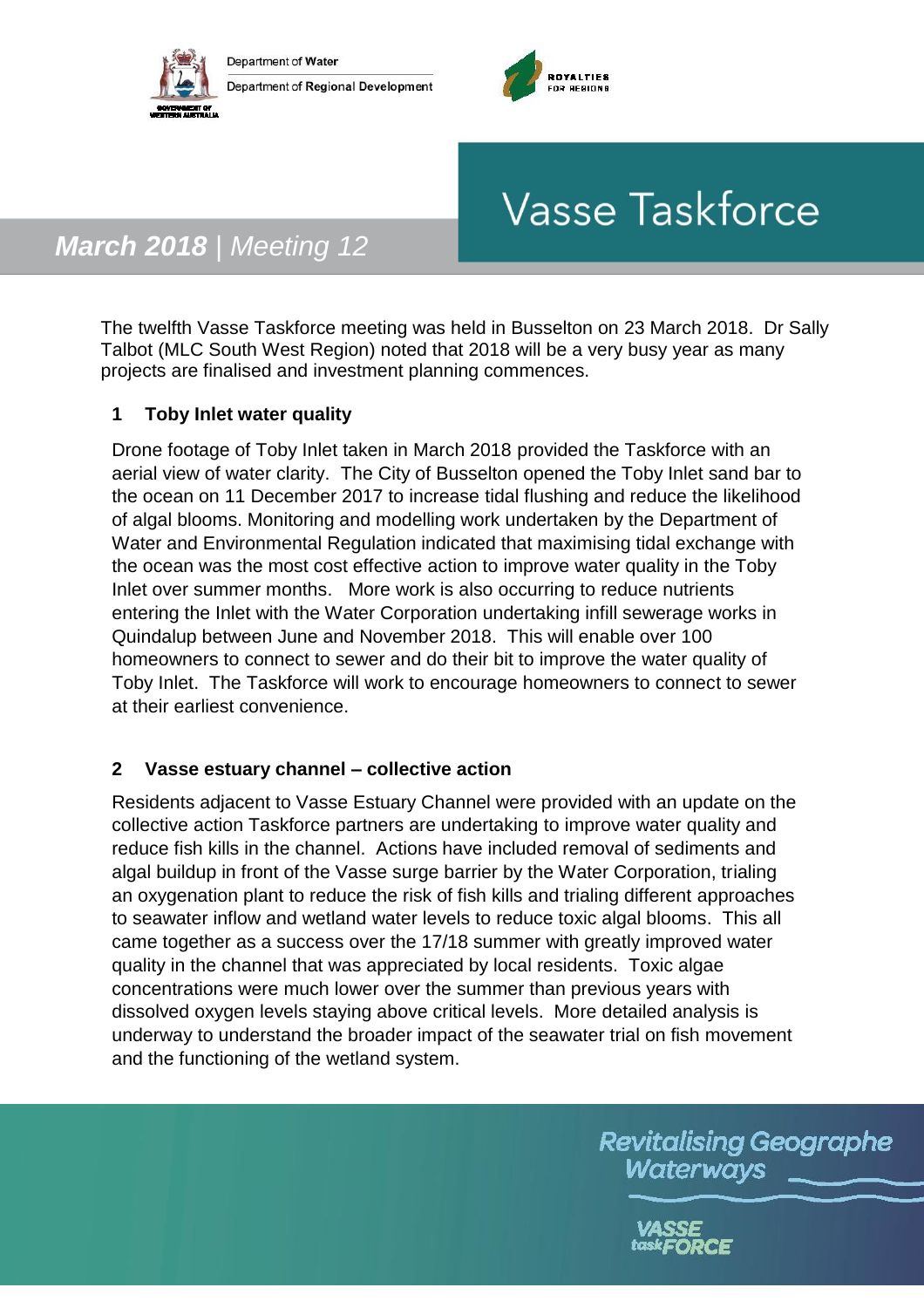Department of Water

Department of Regional Development

# Vasse Taskforce

***March 2018** | Meeting 12*

The twelfth Vasse Taskforce meeting was held in Busselton on 23 March 2018. Dr Sally Talbot (MLC South West Region) noted that 2018 will be a very busy year as many projects are finalised and investment planning commences.

## 1 Toby Inlet water quality

Drone footage of Toby Inlet taken in March 2018 provided the Taskforce with an aerial view of water clarity. The City of Busselton opened the Toby Inlet sand bar to the ocean on 11 December 2017 to increase tidal flushing and reduce the likelihood of algal blooms. Monitoring and modelling work undertaken by the Department of Water and Environmental Regulation indicated that maximising tidal exchange with the ocean was the most cost effective action to improve water quality in the Toby Inlet over summer months. More work is also occurring to reduce nutrients entering the Inlet with the Water Corporation undertaking infill sewerage works in Quindalup between June and November 2018. This will enable over 100 homeowners to connect to sewer and do their bit to improve the water quality of Toby Inlet. The Taskforce will work to encourage homeowners to connect to sewer at their earliest convenience.

## 2 Vasse estuary channel – collective action

Residents adjacent to Vasse Estuary Channel were provided with an update on the collective action Taskforce partners are undertaking to improve water quality and reduce fish kills in the channel. Actions have included removal of sediments and algal buildup in front of the Vasse surge barrier by the Water Corporation, trialing an oxygenation plant to reduce the risk of fish kills and trialing different approaches to seawater inflow and wetland water levels to reduce toxic algal blooms. This all came together as a success over the 17/18 summer with greatly improved water quality in the channel that was appreciated by local residents. Toxic algae concentrations were much lower over the summer than previous years with dissolved oxygen levels staying above critical levels. More detailed analysis is underway to understand the broader impact of the seawater trial on fish movement and the functioning of the wetland system.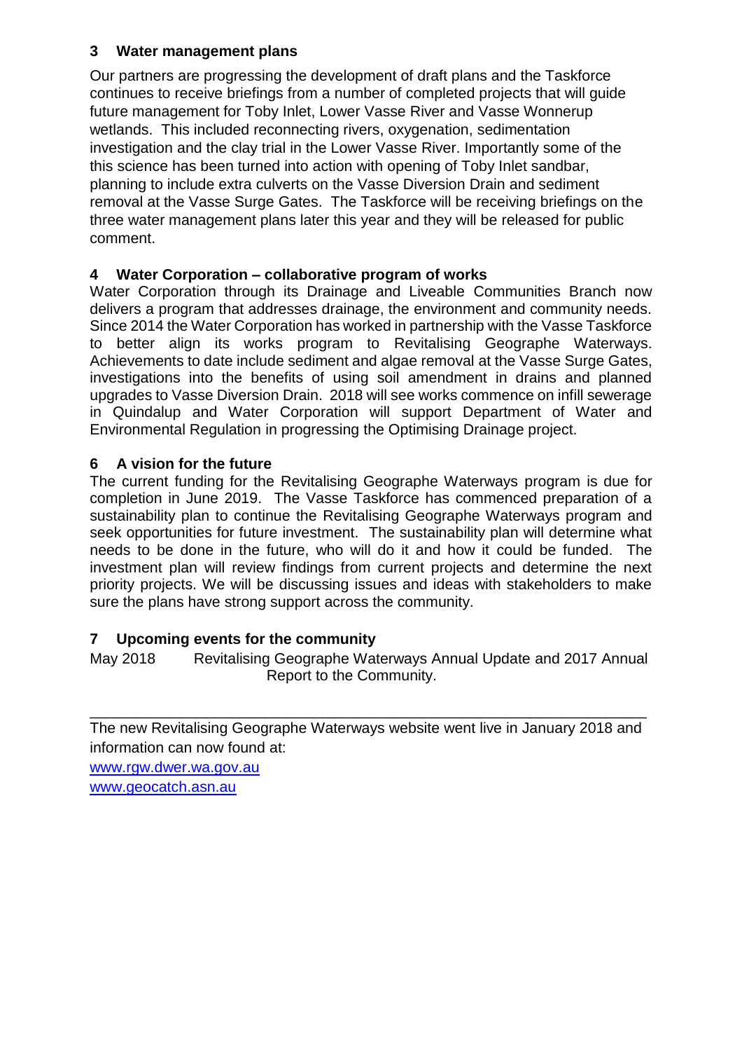## 3 Water management plans

Our partners are progressing the development of draft plans and the Taskforce continues to receive briefings from a number of completed projects that will guide future management for Toby Inlet, Lower Vasse River and Vasse Wonnerup wetlands. This included reconnecting rivers, oxygenation, sedimentation investigation and the clay trial in the Lower Vasse River. Importantly some of the this science has been turned into action with opening of Toby Inlet sandbar, planning to include extra culverts on the Vasse Diversion Drain and sediment removal at the Vasse Surge Gates. The Taskforce will be receiving briefings on the three water management plans later this year and they will be released for public comment.

## 4 Water Corporation – collaborative program of works

Water Corporation through its Drainage and Liveable Communities Branch now delivers a program that addresses drainage, the environment and community needs. Since 2014 the Water Corporation has worked in partnership with the Vasse Taskforce to better align its works program to Revitalising Geographe Waterways. Achievements to date include sediment and algae removal at the Vasse Surge Gates, investigations into the benefits of using soil amendment in drains and planned upgrades to Vasse Diversion Drain. 2018 will see works commence on infill sewerage in Quindalup and Water Corporation will support Department of Water and Environmental Regulation in progressing the Optimising Drainage project.

## 6 A vision for the future

The current funding for the Revitalising Geographe Waterways program is due for completion in June 2019. The Vasse Taskforce has commenced preparation of a sustainability plan to continue the Revitalising Geographe Waterways program and seek opportunities for future investment. The sustainability plan will determine what needs to be done in the future, who will do it and how it could be funded. The investment plan will review findings from current projects and determine the next priority projects. We will be discussing issues and ideas with stakeholders to make sure the plans have strong support across the community.

## 7 Upcoming events for the community

May 2018 Revitalising Geographe Waterways Annual Update and 2017 Annual Report to the Community.

---

The new Revitalising Geographe Waterways website went live in January 2018 and information can now found at:

www.rgw.dwer.wa.gov.au

www.geocatch.asn.au